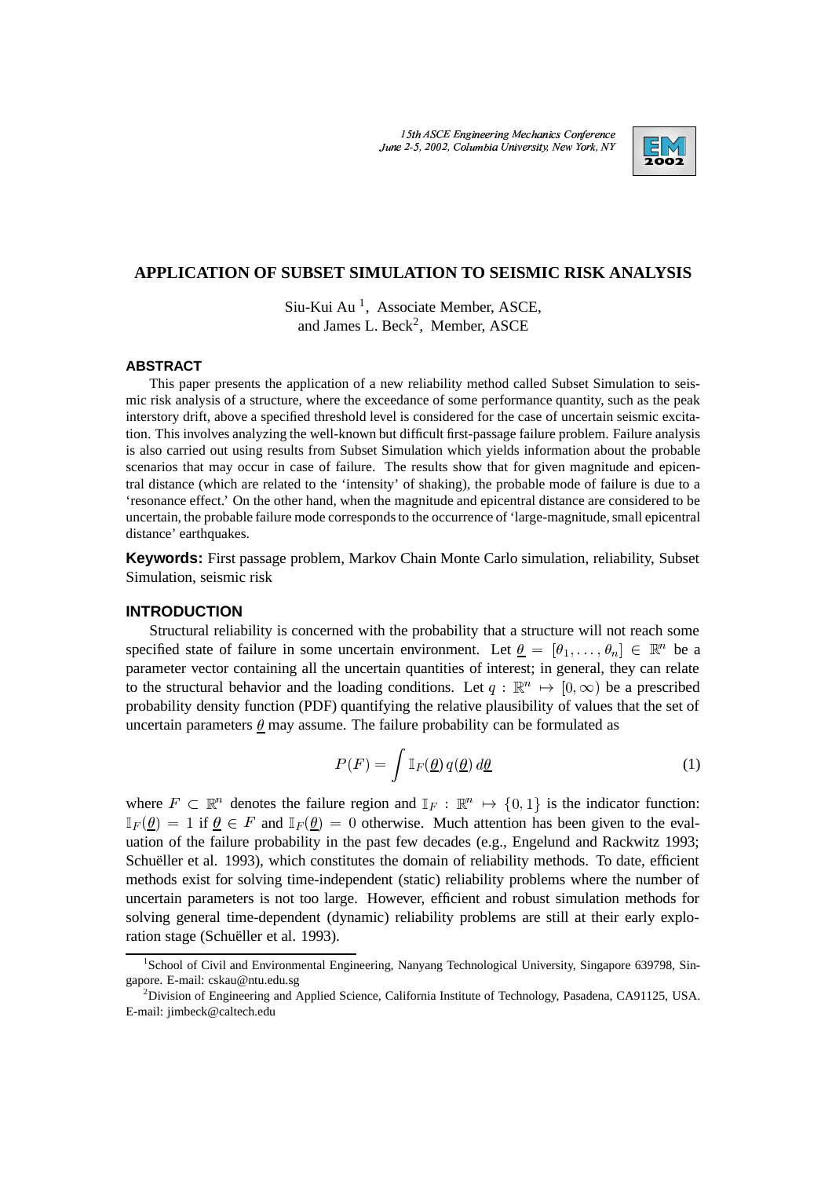# APPLICATION OF SUBSET SIMULATION TO SEISMIC RISK ANALYSIS

Siu-Kui Au [1], Associate Member, ASCE,
and James L. Beck[2], Member, ASCE

## ABSTRACT

This paper presents the application of a new reliability method called Subset Simulation to seismic risk analysis of a structure, where the exceedance of some performance quantity, such as the peak interstory drift, above a specified threshold level is considered for the case of uncertain seismic excitation. This involves analyzing the well-known but difficult first-passage failure problem. Failure analysis is also carried out using results from Subset Simulation which yields information about the probable scenarios that may occur in case of failure. The results show that for given magnitude and epicentral distance (which are related to the 'intensity' of shaking), the probable mode of failure is due to a 'resonance effect.' On the other hand, when the magnitude and epicentral distance are considered to be uncertain, the probable failure mode corresponds to the occurrence of 'large-magnitude, small epicentral distance' earthquakes.

**Keywords:** First passage problem, Markov Chain Monte Carlo simulation, reliability, Subset Simulation, seismic risk

## INTRODUCTION

Structural reliability is concerned with the probability that a structure will not reach some specified state of failure in some uncertain environment. Let $\underline{\theta} = [\theta_1, \ldots, \theta_n] \in \mathbb{R}^n$ be a parameter vector containing all the uncertain quantities of interest; in general, they can relate to the structural behavior and the loading conditions. Let $q : \mathbb{R}^n \mapsto [0, \infty)$ be a prescribed probability density function (PDF) quantifying the relative plausibility of values that the set of uncertain parameters $\underline{\theta}$ may assume. The failure probability can be formulated as

$$P(F) = \int \mathbb{I}_F(\underline{\theta})\, q(\underline{\theta})\, d\underline{\theta} \tag{1}$$

where $F \subset \mathbb{R}^n$ denotes the failure region and $\mathbb{I}_F : \mathbb{R}^n \mapsto \{0, 1\}$ is the indicator function: $\mathbb{I}_F(\underline{\theta}) = 1$ if $\underline{\theta} \in F$ and $\mathbb{I}_F(\underline{\theta}) = 0$ otherwise. Much attention has been given to the evaluation of the failure probability in the past few decades (e.g., Engelund and Rackwitz 1993; Schuëller et al. 1993), which constitutes the domain of reliability methods. To date, efficient methods exist for solving time-independent (static) reliability problems where the number of uncertain parameters is not too large. However, efficient and robust simulation methods for solving general time-dependent (dynamic) reliability problems are still at their early exploration stage (Schuëller et al. 1993).

---

[1] School of Civil and Environmental Engineering, Nanyang Technological University, Singapore 639798, Singapore. E-mail: cskau@ntu.edu.sg

[2] Division of Engineering and Applied Science, California Institute of Technology, Pasadena, CA91125, USA. E-mail: jimbeck@caltech.edu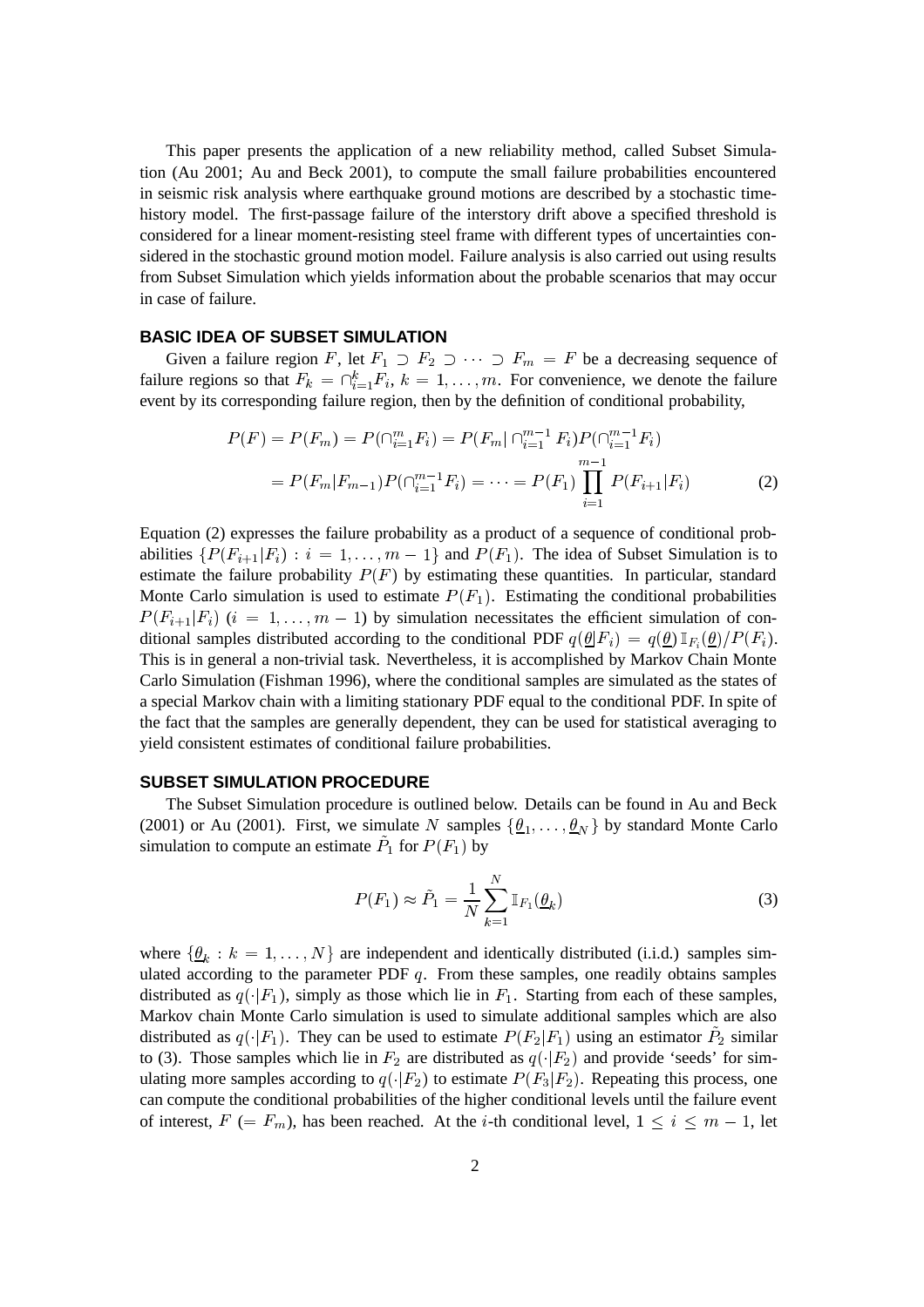This paper presents the application of a new reliability method, called Subset Simulation (Au 2001; Au and Beck 2001), to compute the small failure probabilities encountered in seismic risk analysis where earthquake ground motions are described by a stochastic time-history model. The first-passage failure of the interstory drift above a specified threshold is considered for a linear moment-resisting steel frame with different types of uncertainties considered in the stochastic ground motion model. Failure analysis is also carried out using results from Subset Simulation which yields information about the probable scenarios that may occur in case of failure.

## BASIC IDEA OF SUBSET SIMULATION

Given a failure region $F$, let $F_1 \supset F_2 \supset \cdots \supset F_m = F$ be a decreasing sequence of failure regions so that $F_k = \cap_{i=1}^{k} F_i$, $k = 1, \ldots, m$. For convenience, we denote the failure event by its corresponding failure region, then by the definition of conditional probability,

$$
\begin{aligned}
P(F) = P(F_m) &= P(\cap_{i=1}^{m} F_i) = P(F_m | \cap_{i=1}^{m-1} F_i) P(\cap_{i=1}^{m-1} F_i) \\
&= P(F_m | F_{m-1}) P(\cap_{i=1}^{m-1} F_i) = \cdots = P(F_1) \prod_{i=1}^{m-1} P(F_{i+1} | F_i)
\end{aligned} \tag{2}
$$

Equation (2) expresses the failure probability as a product of a sequence of conditional probabilities $\{P(F_{i+1}|F_i) : i = 1, \ldots, m-1\}$ and $P(F_1)$. The idea of Subset Simulation is to estimate the failure probability $P(F)$ by estimating these quantities. In particular, standard Monte Carlo simulation is used to estimate $P(F_1)$. Estimating the conditional probabilities $P(F_{i+1}|F_i)$ ($i = 1, \ldots, m-1$) by simulation necessitates the efficient simulation of conditional samples distributed according to the conditional PDF $q(\underline{\theta}|F_i) = q(\underline{\theta})\, \mathbb{I}_{F_i}(\underline{\theta})/P(F_i)$. This is in general a non-trivial task. Nevertheless, it is accomplished by Markov Chain Monte Carlo Simulation (Fishman 1996), where the conditional samples are simulated as the states of a special Markov chain with a limiting stationary PDF equal to the conditional PDF. In spite of the fact that the samples are generally dependent, they can be used for statistical averaging to yield consistent estimates of conditional failure probabilities.

## SUBSET SIMULATION PROCEDURE

The Subset Simulation procedure is outlined below. Details can be found in Au and Beck (2001) or Au (2001). First, we simulate $N$ samples $\{\underline{\theta}_1, \ldots, \underline{\theta}_N\}$ by standard Monte Carlo simulation to compute an estimate $\tilde{P}_1$ for $P(F_1)$ by

$$
P(F_1) \approx \tilde{P}_1 = \frac{1}{N} \sum_{k=1}^{N} \mathbb{I}_{F_1}(\underline{\theta}_k) \tag{3}
$$

where $\{\underline{\theta}_k : k = 1, \ldots, N\}$ are independent and identically distributed (i.i.d.) samples simulated according to the parameter PDF $q$. From these samples, one readily obtains samples distributed as $q(\cdot|F_1)$, simply as those which lie in $F_1$. Starting from each of these samples, Markov chain Monte Carlo simulation is used to simulate additional samples which are also distributed as $q(\cdot|F_1)$. They can be used to estimate $P(F_2|F_1)$ using an estimator $\tilde{P}_2$ similar to (3). Those samples which lie in $F_2$ are distributed as $q(\cdot|F_2)$ and provide 'seeds' for simulating more samples according to $q(\cdot|F_2)$ to estimate $P(F_3|F_2)$. Repeating this process, one can compute the conditional probabilities of the higher conditional levels until the failure event of interest, $F$ ($= F_m$), has been reached. At the $i$-th conditional level, $1 \le i \le m-1$, let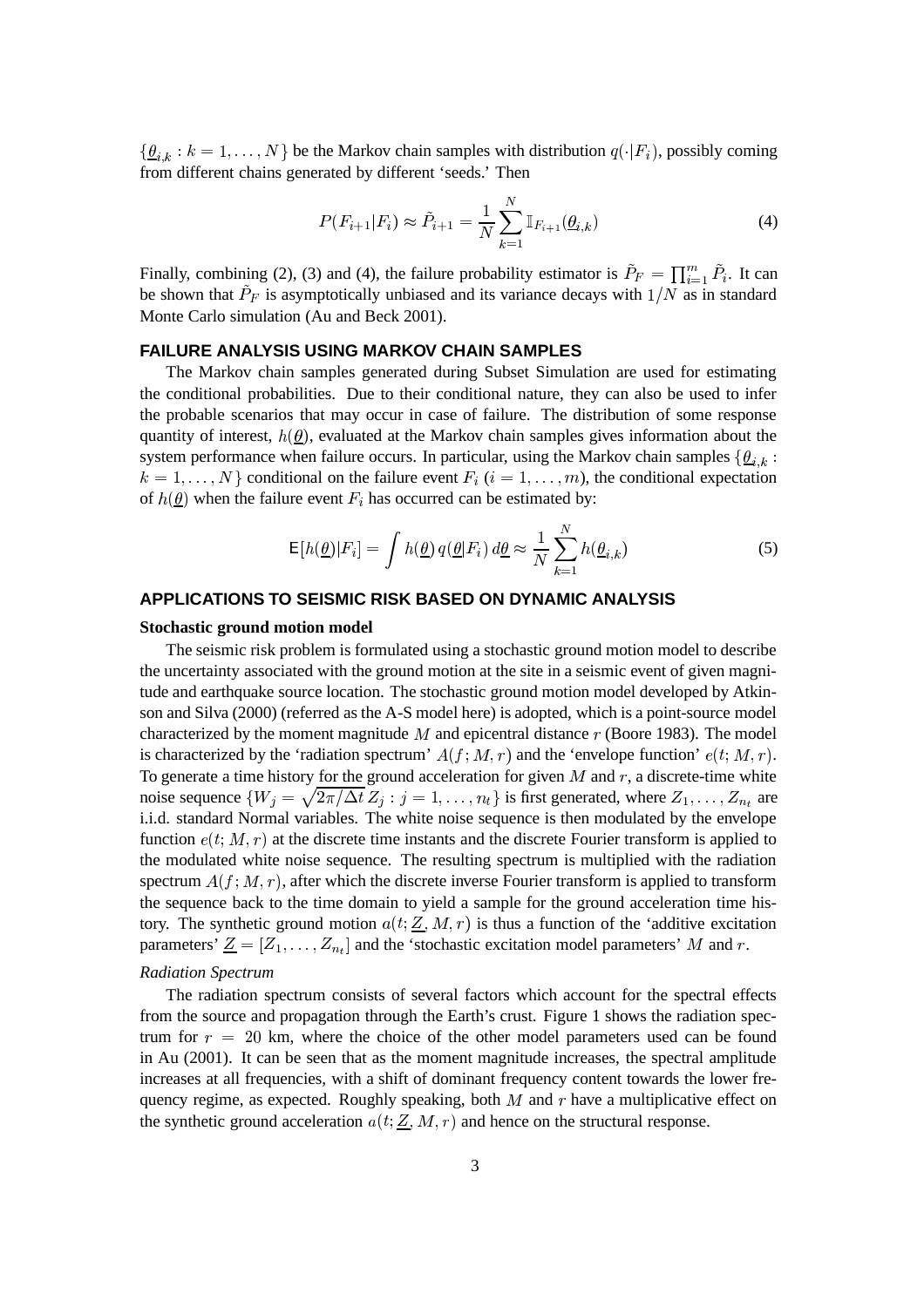$\{\underline{\theta}_{i,k} : k = 1, \ldots, N\}$ be the Markov chain samples with distribution $q(\cdot|F_i)$, possibly coming from different chains generated by different 'seeds.' Then

$$P(F_{i+1}|F_i) \approx \tilde{P}_{i+1} = \frac{1}{N} \sum_{k=1}^{N} \mathbb{I}_{F_{i+1}}(\underline{\theta}_{i,k}) \tag{4}$$

Finally, combining (2), (3) and (4), the failure probability estimator is $\tilde{P}_F = \prod_{i=1}^{m} \tilde{P}_i$. It can be shown that $\tilde{P}_F$ is asymptotically unbiased and its variance decays with $1/N$ as in standard Monte Carlo simulation (Au and Beck 2001).

## FAILURE ANALYSIS USING MARKOV CHAIN SAMPLES

The Markov chain samples generated during Subset Simulation are used for estimating the conditional probabilities. Due to their conditional nature, they can also be used to infer the probable scenarios that may occur in case of failure. The distribution of some response quantity of interest, $h(\underline{\theta})$, evaluated at the Markov chain samples gives information about the system performance when failure occurs. In particular, using the Markov chain samples $\{\underline{\theta}_{i,k} : k = 1, \ldots, N\}$ conditional on the failure event $F_i$ ($i = 1, \ldots, m$), the conditional expectation of $h(\underline{\theta})$ when the failure event $F_i$ has occurred can be estimated by:

$$\mathsf{E}[h(\underline{\theta})|F_i] = \int h(\underline{\theta})\, q(\underline{\theta}|F_i)\, d\underline{\theta} \approx \frac{1}{N} \sum_{k=1}^{N} h(\underline{\theta}_{i,k}) \tag{5}$$

## APPLICATIONS TO SEISMIC RISK BASED ON DYNAMIC ANALYSIS

### Stochastic ground motion model

The seismic risk problem is formulated using a stochastic ground motion model to describe the uncertainty associated with the ground motion at the site in a seismic event of given magnitude and earthquake source location. The stochastic ground motion model developed by Atkinson and Silva (2000) (referred as the A-S model here) is adopted, which is a point-source model characterized by the moment magnitude $M$ and epicentral distance $r$ (Boore 1983). The model is characterized by the 'radiation spectrum' $A(f; M, r)$ and the 'envelope function' $e(t; M, r)$. To generate a time history for the ground acceleration for given $M$ and $r$, a discrete-time white noise sequence $\{W_j = \sqrt{2\pi/\Delta t}\, Z_j : j = 1, \ldots, n_t\}$ is first generated, where $Z_1, \ldots, Z_{n_t}$ are i.i.d. standard Normal variables. The white noise sequence is then modulated by the envelope function $e(t; M, r)$ at the discrete time instants and the discrete Fourier transform is applied to the modulated white noise sequence. The resulting spectrum is multiplied with the radiation spectrum $A(f; M, r)$, after which the discrete inverse Fourier transform is applied to transform the sequence back to the time domain to yield a sample for the ground acceleration time history. The synthetic ground motion $a(t; \underline{Z}, M, r)$ is thus a function of the 'additive excitation parameters' $\underline{Z} = [Z_1, \ldots, Z_{n_t}]$ and the 'stochastic excitation model parameters' $M$ and $r$.

*Radiation Spectrum*

The radiation spectrum consists of several factors which account for the spectral effects from the source and propagation through the Earth's crust. Figure 1 shows the radiation spectrum for $r = 20$ km, where the choice of the other model parameters used can be found in Au (2001). It can be seen that as the moment magnitude increases, the spectral amplitude increases at all frequencies, with a shift of dominant frequency content towards the lower frequency regime, as expected. Roughly speaking, both $M$ and $r$ have a multiplicative effect on the synthetic ground acceleration $a(t; \underline{Z}, M, r)$ and hence on the structural response.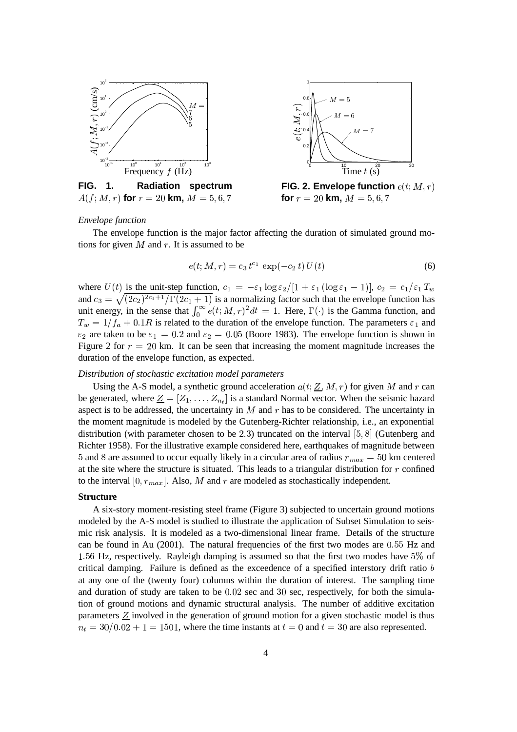**FIG. 1. Radiation spectrum** $A(f; M, r)$ **for** $r = 20$ **km,** $M = 5, 6, 7$

**FIG. 2. Envelope function** $e(t; M, r)$ **for** $r = 20$ **km,** $M = 5, 6, 7$

*Envelope function*

The envelope function is the major factor affecting the duration of simulated ground motions for given $M$ and $r$. It is assumed to be

$$e(t; M, r) = c_3\, t^{c_1}\, \exp(-c_2\, t)\, U(t) \tag{6}$$

where $U(t)$ is the unit-step function, $c_1 = -\varepsilon_1 \log \varepsilon_2 / [1 + \varepsilon_1 (\log \varepsilon_1 - 1)]$, $c_2 = c_1 / \varepsilon_1 T_w$ and $c_3 = \sqrt{(2c_2)^{2c_1+1} / \Gamma(2c_1 + 1)}$ is a normalizing factor such that the envelope function has unit energy, in the sense that $\int_0^\infty e(t; M, r)^2 dt = 1$. Here, $\Gamma(\cdot)$ is the Gamma function, and $T_w = 1/f_a + 0.1R$ is related to the duration of the envelope function. The parameters $\varepsilon_1$ and $\varepsilon_2$ are taken to be $\varepsilon_1 = 0.2$ and $\varepsilon_2 = 0.05$ (Boore 1983). The envelope function is shown in Figure 2 for $r = 20$ km. It can be seen that increasing the moment magnitude increases the duration of the envelope function, as expected.

*Distribution of stochastic excitation model parameters*

Using the A-S model, a synthetic ground acceleration $a(t; \underline{Z}, M, r)$ for given $M$ and $r$ can be generated, where $\underline{Z} = [Z_1, \ldots, Z_{n_t}]$ is a standard Normal vector. When the seismic hazard aspect is to be addressed, the uncertainty in $M$ and $r$ has to be considered. The uncertainty in the moment magnitude is modeled by the Gutenberg-Richter relationship, i.e., an exponential distribution (with parameter chosen to be 2.3) truncated on the interval $[5, 8]$ (Gutenberg and Richter 1958). For the illustrative example considered here, earthquakes of magnitude between 5 and 8 are assumed to occur equally likely in a circular area of radius $r_{max} = 50$ km centered at the site where the structure is situated. This leads to a triangular distribution for $r$ confined to the interval $[0, r_{max}]$. Also, $M$ and $r$ are modeled as stochastically independent.

**Structure**

A six-story moment-resisting steel frame (Figure 3) subjected to uncertain ground motions modeled by the A-S model is studied to illustrate the application of Subset Simulation to seismic risk analysis. It is modeled as a two-dimensional linear frame. Details of the structure can be found in Au (2001). The natural frequencies of the first two modes are 0.55 Hz and 1.56 Hz, respectively. Rayleigh damping is assumed so that the first two modes have 5% of critical damping. Failure is defined as the exceedence of a specified interstory drift ratio $b$ at any one of the (twenty four) columns within the duration of interest. The sampling time and duration of study are taken to be 0.02 sec and 30 sec, respectively, for both the simulation of ground motions and dynamic structural analysis. The number of additive excitation parameters $\underline{Z}$ involved in the generation of ground motion for a given stochastic model is thus $n_t = 30/0.02 + 1 = 1501$, where the time instants at $t = 0$ and $t = 30$ are also represented.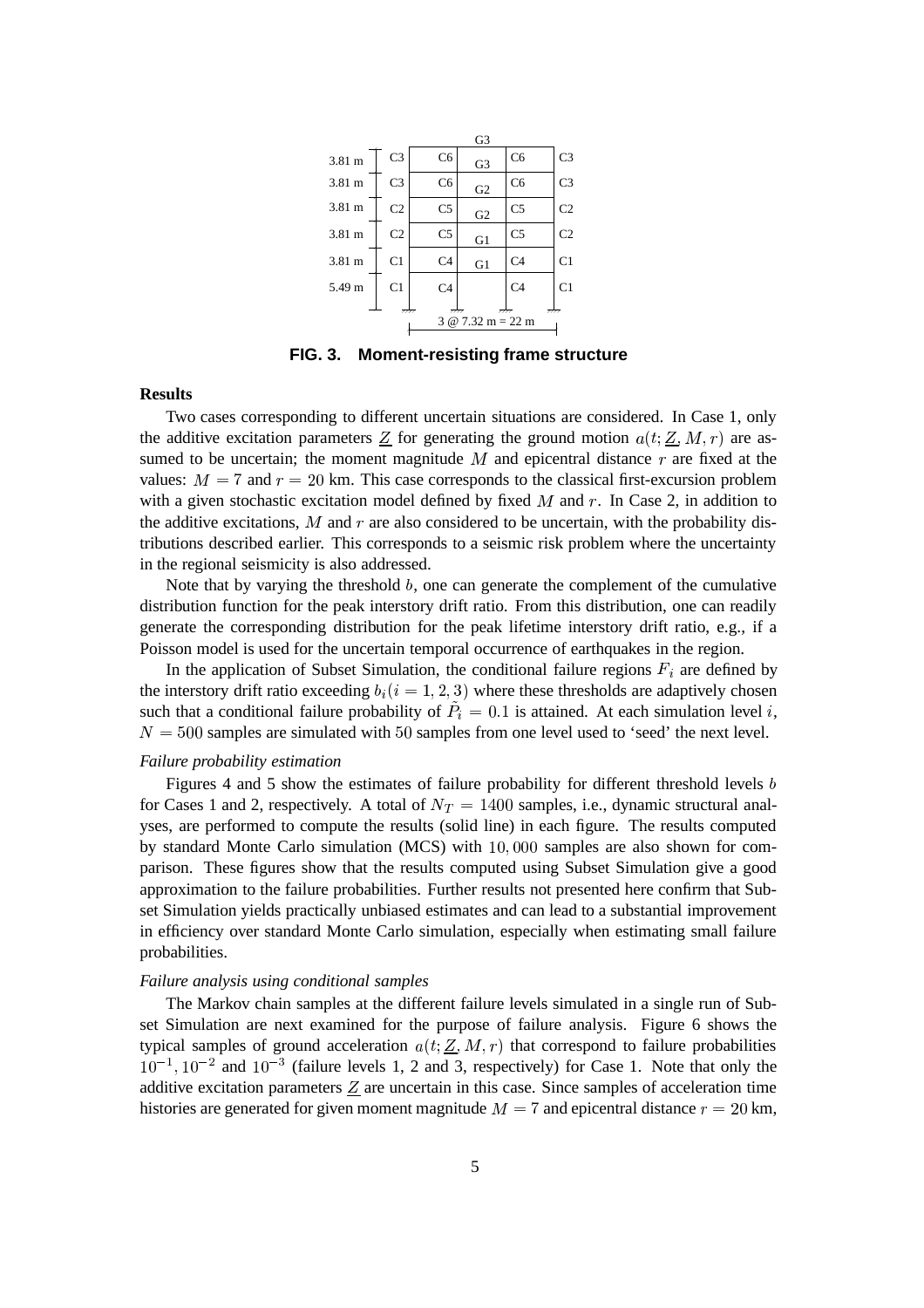**FIG. 3. Moment-resisting frame structure**

### Results

Two cases corresponding to different uncertain situations are considered. In Case 1, only the additive excitation parameters $\underline{Z}$ for generating the ground motion $a(t;\underline{Z},M,r)$ are assumed to be uncertain; the moment magnitude $M$ and epicentral distance $r$ are fixed at the values: $M=7$ and $r=20$ km. This case corresponds to the classical first-excursion problem with a given stochastic excitation model defined by fixed $M$ and $r$. In Case 2, in addition to the additive excitations, $M$ and $r$ are also considered to be uncertain, with the probability distributions described earlier. This corresponds to a seismic risk problem where the uncertainty in the regional seismicity is also addressed.

Note that by varying the threshold $b$, one can generate the complement of the cumulative distribution function for the peak interstory drift ratio. From this distribution, one can readily generate the corresponding distribution for the peak lifetime interstory drift ratio, e.g., if a Poisson model is used for the uncertain temporal occurrence of earthquakes in the region.

In the application of Subset Simulation, the conditional failure regions $F_i$ are defined by the interstory drift ratio exceeding $b_i(i=1,2,3)$ where these thresholds are adaptively chosen such that a conditional failure probability of $\tilde{P}_i=0.1$ is attained. At each simulation level $i$, $N=500$ samples are simulated with $50$ samples from one level used to 'seed' the next level.

*Failure probability estimation*

Figures 4 and 5 show the estimates of failure probability for different threshold levels $b$ for Cases 1 and 2, respectively. A total of $N_T=1400$ samples, i.e., dynamic structural analyses, are performed to compute the results (solid line) in each figure. The results computed by standard Monte Carlo simulation (MCS) with $10,000$ samples are also shown for comparison. These figures show that the results computed using Subset Simulation give a good approximation to the failure probabilities. Further results not presented here confirm that Subset Simulation yields practically unbiased estimates and can lead to a substantial improvement in efficiency over standard Monte Carlo simulation, especially when estimating small failure probabilities.

*Failure analysis using conditional samples*

The Markov chain samples at the different failure levels simulated in a single run of Subset Simulation are next examined for the purpose of failure analysis. Figure 6 shows the typical samples of ground acceleration $a(t;\underline{Z},M,r)$ that correspond to failure probabilities $10^{-1}$, $10^{-2}$ and $10^{-3}$ (failure levels 1, 2 and 3, respectively) for Case 1. Note that only the additive excitation parameters $\underline{Z}$ are uncertain in this case. Since samples of acceleration time histories are generated for given moment magnitude $M=7$ and epicentral distance $r=20$ km,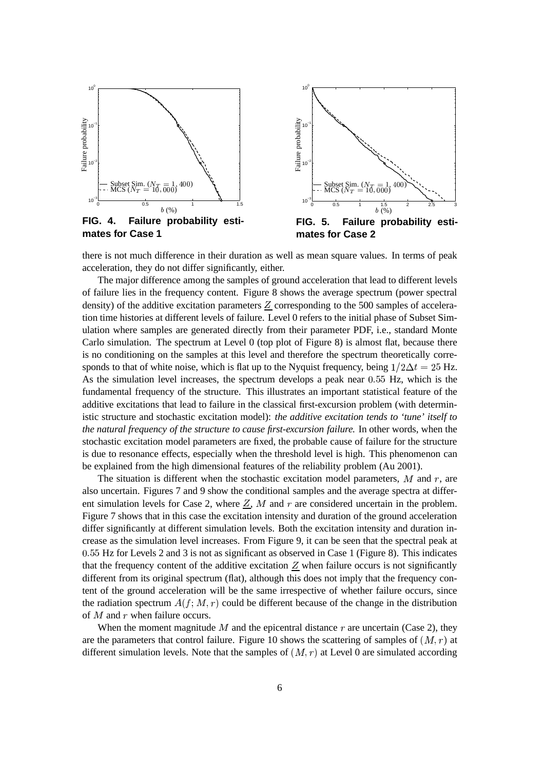FIG. 4. Failure probability estimates for Case 1

FIG. 5. Failure probability estimates for Case 2

there is not much difference in their duration as well as mean square values. In terms of peak acceleration, they do not differ significantly, either.

The major difference among the samples of ground acceleration that lead to different levels of failure lies in the frequency content. Figure 8 shows the average spectrum (power spectral density) of the additive excitation parameters $\underline{Z}$ corresponding to the 500 samples of acceleration time histories at different levels of failure. Level 0 refers to the initial phase of Subset Simulation where samples are generated directly from their parameter PDF, i.e., standard Monte Carlo simulation. The spectrum at Level 0 (top plot of Figure 8) is almost flat, because there is no conditioning on the samples at this level and therefore the spectrum theoretically corresponds to that of white noise, which is flat up to the Nyquist frequency, being $1/2\Delta t = 25$ Hz. As the simulation level increases, the spectrum develops a peak near $0.55$ Hz, which is the fundamental frequency of the structure. This illustrates an important statistical feature of the additive excitations that lead to failure in the classical first-excursion problem (with deterministic structure and stochastic excitation model): *the additive excitation tends to 'tune' itself to the natural frequency of the structure to cause first-excursion failure.* In other words, when the stochastic excitation model parameters are fixed, the probable cause of failure for the structure is due to resonance effects, especially when the threshold level is high. This phenomenon can be explained from the high dimensional features of the reliability problem (Au 2001).

The situation is different when the stochastic excitation model parameters, $M$ and $r$, are also uncertain. Figures 7 and 9 show the conditional samples and the average spectra at different simulation levels for Case 2, where $\underline{Z}$, $M$ and $r$ are considered uncertain in the problem. Figure 7 shows that in this case the excitation intensity and duration of the ground acceleration differ significantly at different simulation levels. Both the excitation intensity and duration increase as the simulation level increases. From Figure 9, it can be seen that the spectral peak at $0.55$ Hz for Levels 2 and 3 is not as significant as observed in Case 1 (Figure 8). This indicates that the frequency content of the additive excitation $\underline{Z}$ when failure occurs is not significantly different from its original spectrum (flat), although this does not imply that the frequency content of the ground acceleration will be the same irrespective of whether failure occurs, since the radiation spectrum $A(f; M, r)$ could be different because of the change in the distribution of $M$ and $r$ when failure occurs.

When the moment magnitude $M$ and the epicentral distance $r$ are uncertain (Case 2), they are the parameters that control failure. Figure 10 shows the scattering of samples of $(M, r)$ at different simulation levels. Note that the samples of $(M, r)$ at Level 0 are simulated according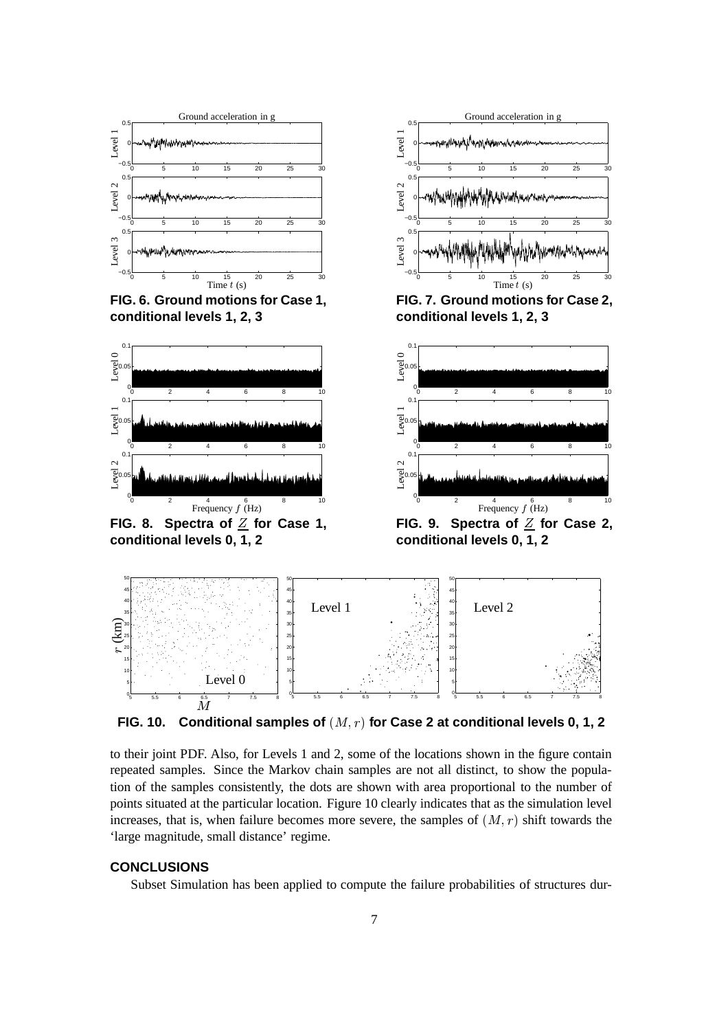FIG. 6. Ground motions for Case 1, conditional levels 1, 2, 3

FIG. 7. Ground motions for Case 2, conditional levels 1, 2, 3

FIG. 8. Spectra of $\underline{Z}$ for Case 1, conditional levels 0, 1, 2

FIG. 9. Spectra of $\underline{Z}$ for Case 2, conditional levels 0, 1, 2

FIG. 10. Conditional samples of $(M, r)$ for Case 2 at conditional levels 0, 1, 2

to their joint PDF. Also, for Levels 1 and 2, some of the locations shown in the figure contain repeated samples. Since the Markov chain samples are not all distinct, to show the population of the samples consistently, the dots are shown with area proportional to the number of points situated at the particular location. Figure 10 clearly indicates that as the simulation level increases, that is, when failure becomes more severe, the samples of $(M, r)$ shift towards the 'large magnitude, small distance' regime.

## CONCLUSIONS

Subset Simulation has been applied to compute the failure probabilities of structures dur-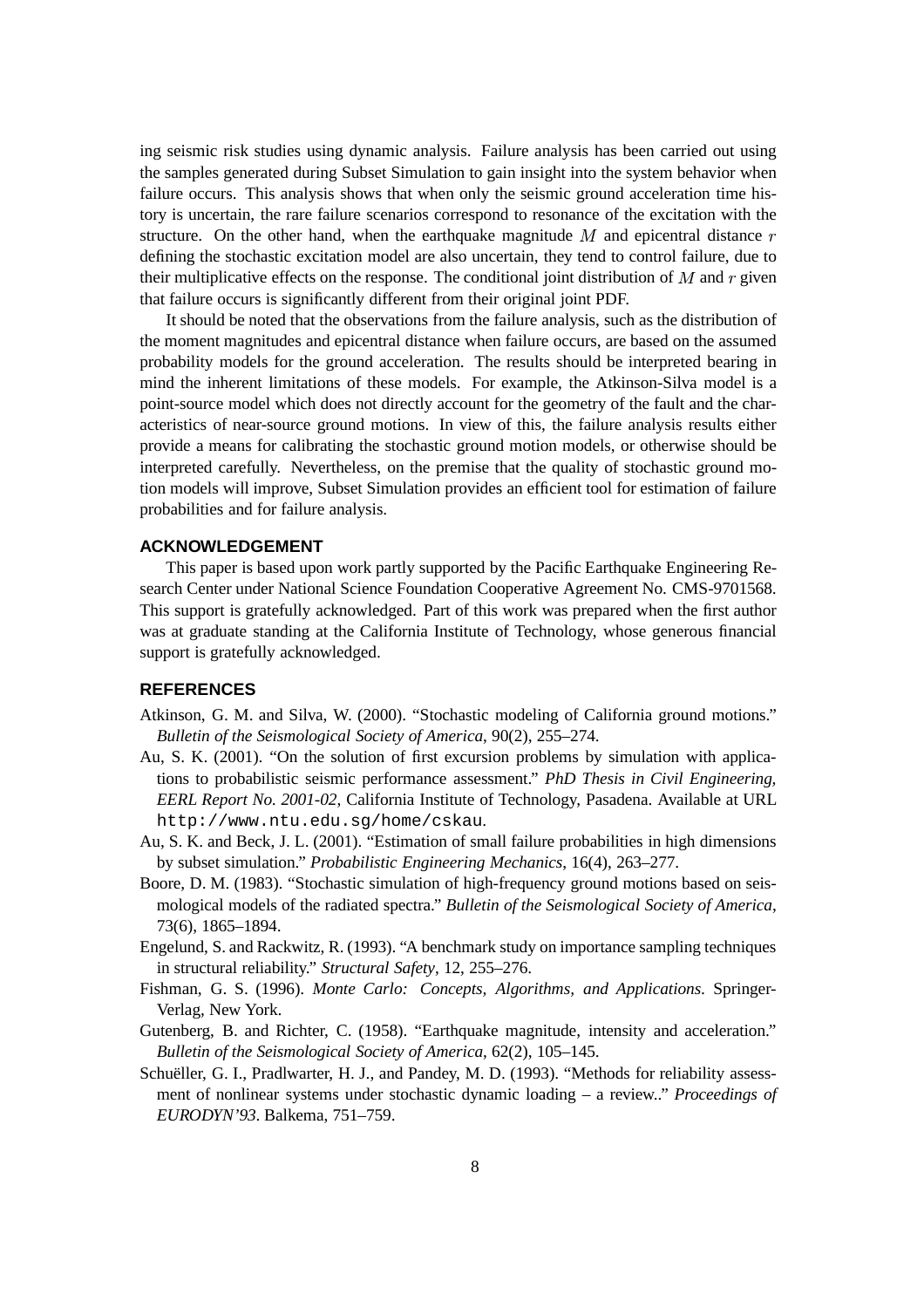ing seismic risk studies using dynamic analysis. Failure analysis has been carried out using the samples generated during Subset Simulation to gain insight into the system behavior when failure occurs. This analysis shows that when only the seismic ground acceleration time history is uncertain, the rare failure scenarios correspond to resonance of the excitation with the structure. On the other hand, when the earthquake magnitude $M$ and epicentral distance $r$ defining the stochastic excitation model are also uncertain, they tend to control failure, due to their multiplicative effects on the response. The conditional joint distribution of $M$ and $r$ given that failure occurs is significantly different from their original joint PDF.

It should be noted that the observations from the failure analysis, such as the distribution of the moment magnitudes and epicentral distance when failure occurs, are based on the assumed probability models for the ground acceleration. The results should be interpreted bearing in mind the inherent limitations of these models. For example, the Atkinson-Silva model is a point-source model which does not directly account for the geometry of the fault and the characteristics of near-source ground motions. In view of this, the failure analysis results either provide a means for calibrating the stochastic ground motion models, or otherwise should be interpreted carefully. Nevertheless, on the premise that the quality of stochastic ground motion models will improve, Subset Simulation provides an efficient tool for estimation of failure probabilities and for failure analysis.

## ACKNOWLEDGEMENT

This paper is based upon work partly supported by the Pacific Earthquake Engineering Research Center under National Science Foundation Cooperative Agreement No. CMS-9701568. This support is gratefully acknowledged. Part of this work was prepared when the first author was at graduate standing at the California Institute of Technology, whose generous financial support is gratefully acknowledged.

## REFERENCES

Atkinson, G. M. and Silva, W. (2000). "Stochastic modeling of California ground motions." *Bulletin of the Seismological Society of America*, 90(2), 255–274.

Au, S. K. (2001). "On the solution of first excursion problems by simulation with applications to probabilistic seismic performance assessment." *PhD Thesis in Civil Engineering, EERL Report No. 2001-02*, California Institute of Technology, Pasadena. Available at URL `http://www.ntu.edu.sg/home/cskau`.

Au, S. K. and Beck, J. L. (2001). "Estimation of small failure probabilities in high dimensions by subset simulation." *Probabilistic Engineering Mechanics*, 16(4), 263–277.

Boore, D. M. (1983). "Stochastic simulation of high-frequency ground motions based on seismological models of the radiated spectra." *Bulletin of the Seismological Society of America*, 73(6), 1865–1894.

Engelund, S. and Rackwitz, R. (1993). "A benchmark study on importance sampling techniques in structural reliability." *Structural Safety*, 12, 255–276.

Fishman, G. S. (1996). *Monte Carlo: Concepts, Algorithms, and Applications*. Springer-Verlag, New York.

Gutenberg, B. and Richter, C. (1958). "Earthquake magnitude, intensity and acceleration." *Bulletin of the Seismological Society of America*, 62(2), 105–145.

Schuëller, G. I., Pradlwarter, H. J., and Pandey, M. D. (1993). "Methods for reliability assessment of nonlinear systems under stochastic dynamic loading – a review.." *Proceedings of EURODYN'93*. Balkema, 751–759.